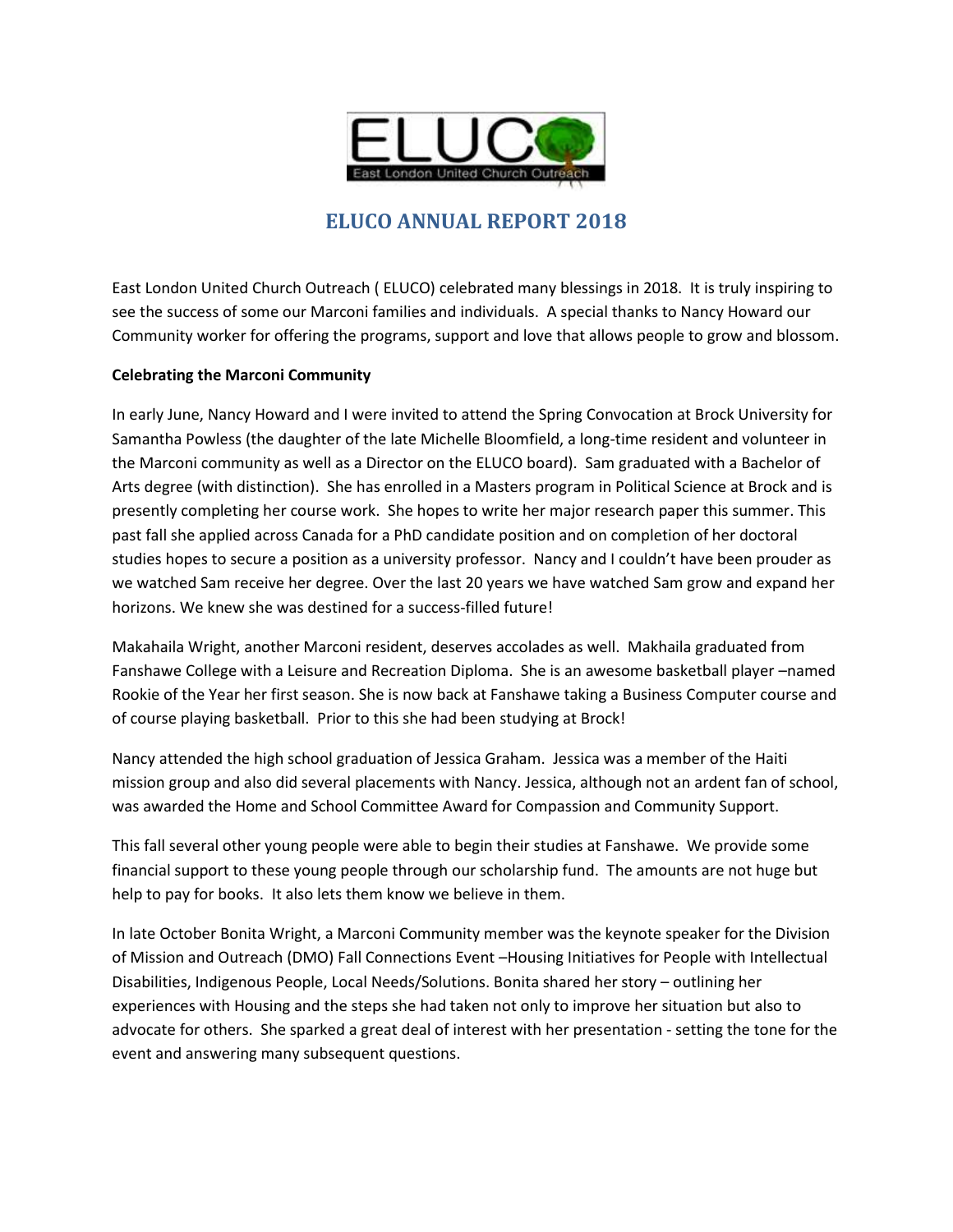# ELUCO ANNUAL REPORT 2018

East London United Church Outreach ( ELUCO) celebrated many blessings in 2018. It is truly inspiring to see the success of some our Marconi families and individuals. A special thanks to Nancy Howard our Community worker for offering the programs, support and love that allows people to grow and blossom.

**Celebrating the Marconi Community**

In early June, Nancy Howard and I were invited to attend the Spring Convocation at Brock University for Samantha Powless (the daughter of the late Michelle Bloomfield, a long-time resident and volunteer in the Marconi community as well as a Director on the ELUCO board). Sam graduated with a Bachelor of Arts degree (with distinction). She has enrolled in a Masters program in Political Science at Brock and is presently completing her course work. She hopes to write her major research paper this summer. This past fall she applied across Canada for a PhD candidate position and on completion of her doctoral studies hopes to secure a position as a university professor. Nancy and I couldn't have been prouder as we watched Sam receive her degree. Over the last 20 years we have watched Sam grow and expand her horizons. We knew she was destined for a success-filled future!

Makahaila Wright, another Marconi resident, deserves accolades as well. Makhaila graduated from Fanshawe College with a Leisure and Recreation Diploma. She is an awesome basketball player –named Rookie of the Year her first season. She is now back at Fanshawe taking a Business Computer course and of course playing basketball. Prior to this she had been studying at Brock!

Nancy attended the high school graduation of Jessica Graham. Jessica was a member of the Haiti mission group and also did several placements with Nancy. Jessica, although not an ardent fan of school, was awarded the Home and School Committee Award for Compassion and Community Support.

This fall several other young people were able to begin their studies at Fanshawe. We provide some financial support to these young people through our scholarship fund. The amounts are not huge but help to pay for books. It also lets them know we believe in them.

In late October Bonita Wright, a Marconi Community member was the keynote speaker for the Division of Mission and Outreach (DMO) Fall Connections Event –Housing Initiatives for People with Intellectual Disabilities, Indigenous People, Local Needs/Solutions. Bonita shared her story – outlining her experiences with Housing and the steps she had taken not only to improve her situation but also to advocate for others. She sparked a great deal of interest with her presentation - setting the tone for the event and answering many subsequent questions.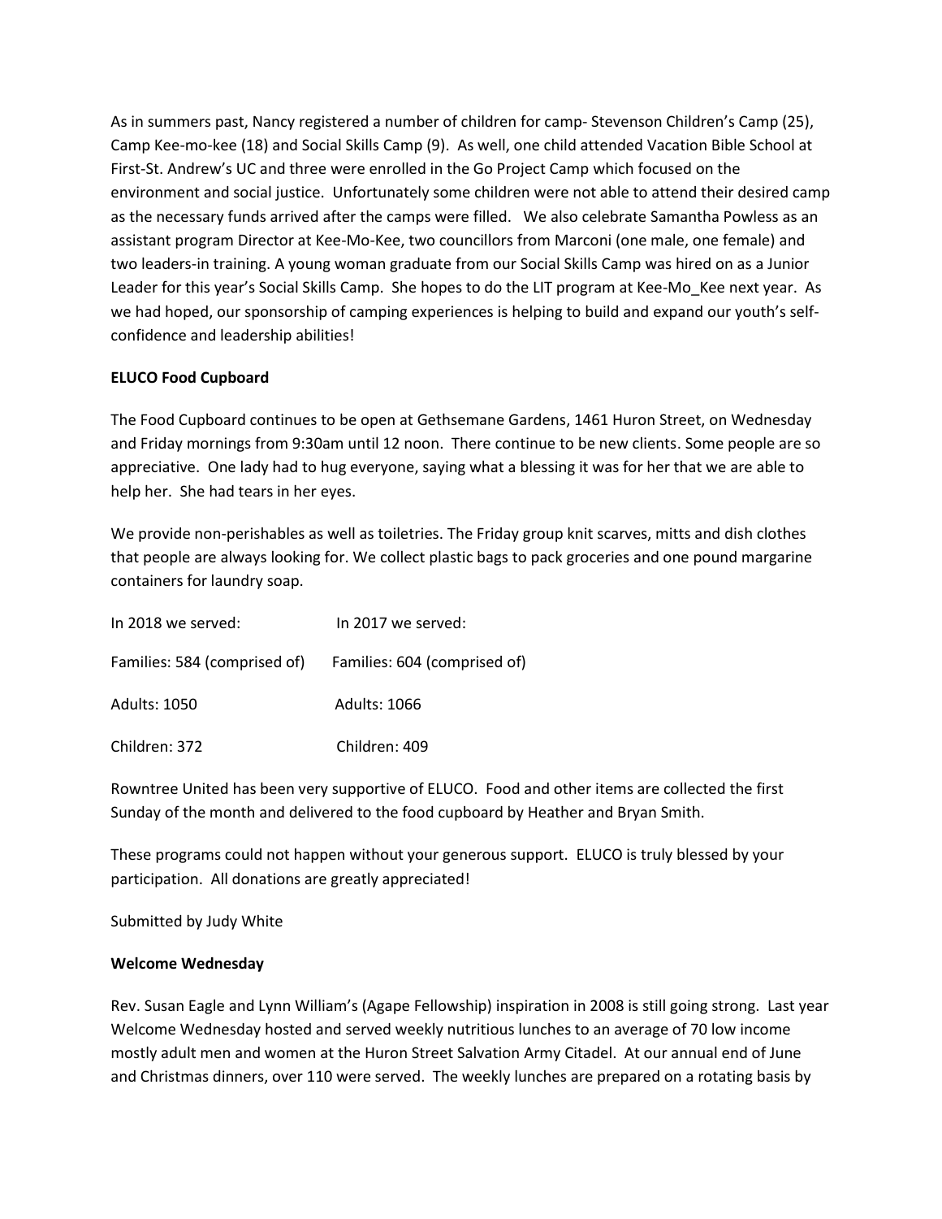As in summers past, Nancy registered a number of children for camp- Stevenson Children's Camp (25), Camp Kee-mo-kee (18) and Social Skills Camp (9). As well, one child attended Vacation Bible School at First-St. Andrew's UC and three were enrolled in the Go Project Camp which focused on the environment and social justice. Unfortunately some children were not able to attend their desired camp as the necessary funds arrived after the camps were filled. We also celebrate Samantha Powless as an assistant program Director at Kee-Mo-Kee, two councillors from Marconi (one male, one female) and two leaders-in training. A young woman graduate from our Social Skills Camp was hired on as a Junior Leader for this year's Social Skills Camp. She hopes to do the LIT program at Kee-Mo_Kee next year. As we had hoped, our sponsorship of camping experiences is helping to build and expand our youth's self-confidence and leadership abilities!

**ELUCO Food Cupboard**

The Food Cupboard continues to be open at Gethsemane Gardens, 1461 Huron Street, on Wednesday and Friday mornings from 9:30am until 12 noon. There continue to be new clients. Some people are so appreciative. One lady had to hug everyone, saying what a blessing it was for her that we are able to help her. She had tears in her eyes.

We provide non-perishables as well as toiletries. The Friday group knit scarves, mitts and dish clothes that people are always looking for. We collect plastic bags to pack groceries and one pound margarine containers for laundry soap.

| In 2018 we served: | In 2017 we served: |
|---|---|
| Families: 584 (comprised of) | Families: 604 (comprised of) |
| Adults: 1050 | Adults: 1066 |
| Children: 372 | Children: 409 |

Rowntree United has been very supportive of ELUCO. Food and other items are collected the first Sunday of the month and delivered to the food cupboard by Heather and Bryan Smith.

These programs could not happen without your generous support. ELUCO is truly blessed by your participation. All donations are greatly appreciated!

Submitted by Judy White

**Welcome Wednesday**

Rev. Susan Eagle and Lynn William's (Agape Fellowship) inspiration in 2008 is still going strong. Last year Welcome Wednesday hosted and served weekly nutritious lunches to an average of 70 low income mostly adult men and women at the Huron Street Salvation Army Citadel. At our annual end of June and Christmas dinners, over 110 were served. The weekly lunches are prepared on a rotating basis by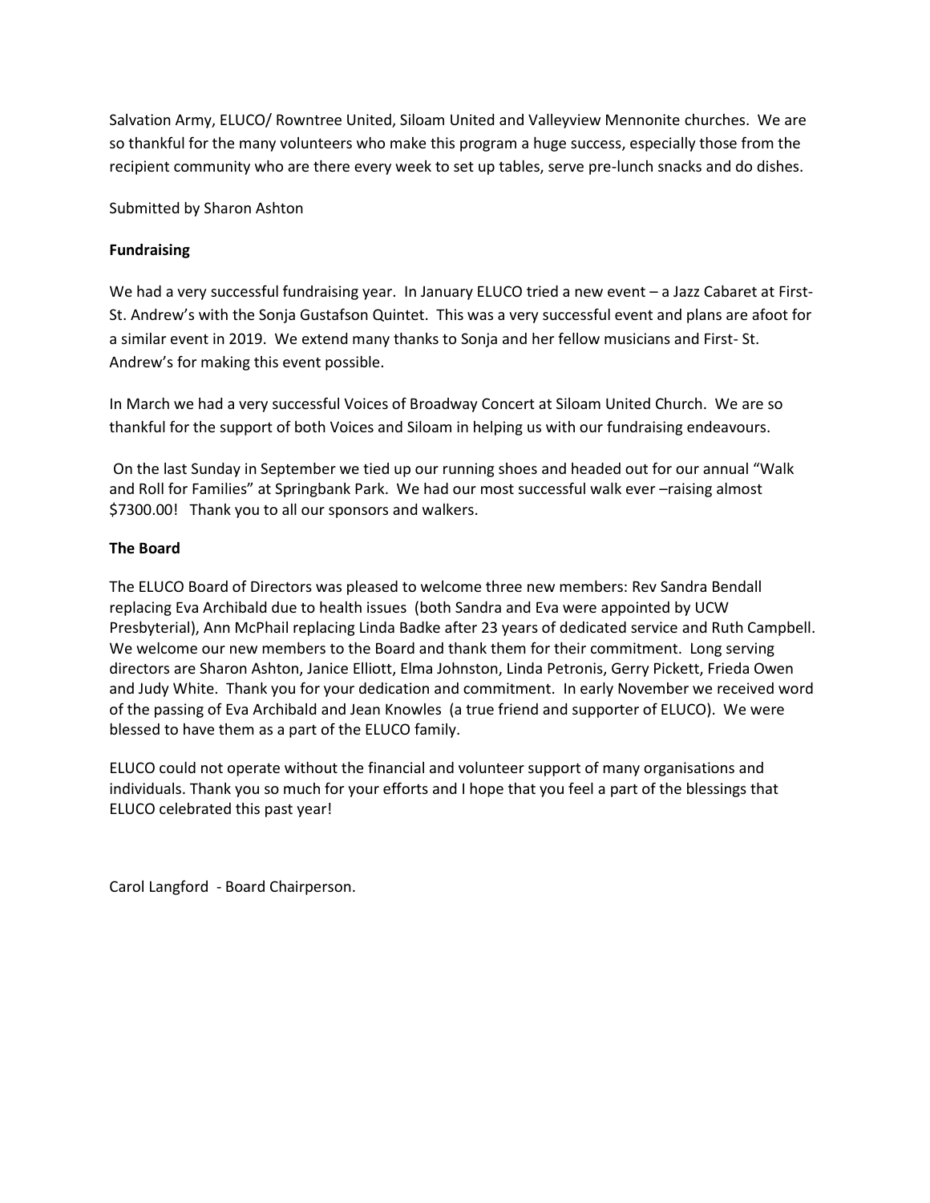Salvation Army, ELUCO/ Rowntree United, Siloam United and Valleyview Mennonite churches. We are so thankful for the many volunteers who make this program a huge success, especially those from the recipient community who are there every week to set up tables, serve pre-lunch snacks and do dishes.

Submitted by Sharon Ashton

**Fundraising**

We had a very successful fundraising year. In January ELUCO tried a new event – a Jazz Cabaret at First-St. Andrew's with the Sonja Gustafson Quintet. This was a very successful event and plans are afoot for a similar event in 2019. We extend many thanks to Sonja and her fellow musicians and First- St. Andrew's for making this event possible.

In March we had a very successful Voices of Broadway Concert at Siloam United Church. We are so thankful for the support of both Voices and Siloam in helping us with our fundraising endeavours.

On the last Sunday in September we tied up our running shoes and headed out for our annual "Walk and Roll for Families" at Springbank Park. We had our most successful walk ever –raising almost $7300.00! Thank you to all our sponsors and walkers.

**The Board**

The ELUCO Board of Directors was pleased to welcome three new members: Rev Sandra Bendall replacing Eva Archibald due to health issues (both Sandra and Eva were appointed by UCW Presbyterial), Ann McPhail replacing Linda Badke after 23 years of dedicated service and Ruth Campbell. We welcome our new members to the Board and thank them for their commitment. Long serving directors are Sharon Ashton, Janice Elliott, Elma Johnston, Linda Petronis, Gerry Pickett, Frieda Owen and Judy White. Thank you for your dedication and commitment. In early November we received word of the passing of Eva Archibald and Jean Knowles (a true friend and supporter of ELUCO). We were blessed to have them as a part of the ELUCO family.

ELUCO could not operate without the financial and volunteer support of many organisations and individuals. Thank you so much for your efforts and I hope that you feel a part of the blessings that ELUCO celebrated this past year!

Carol Langford - Board Chairperson.